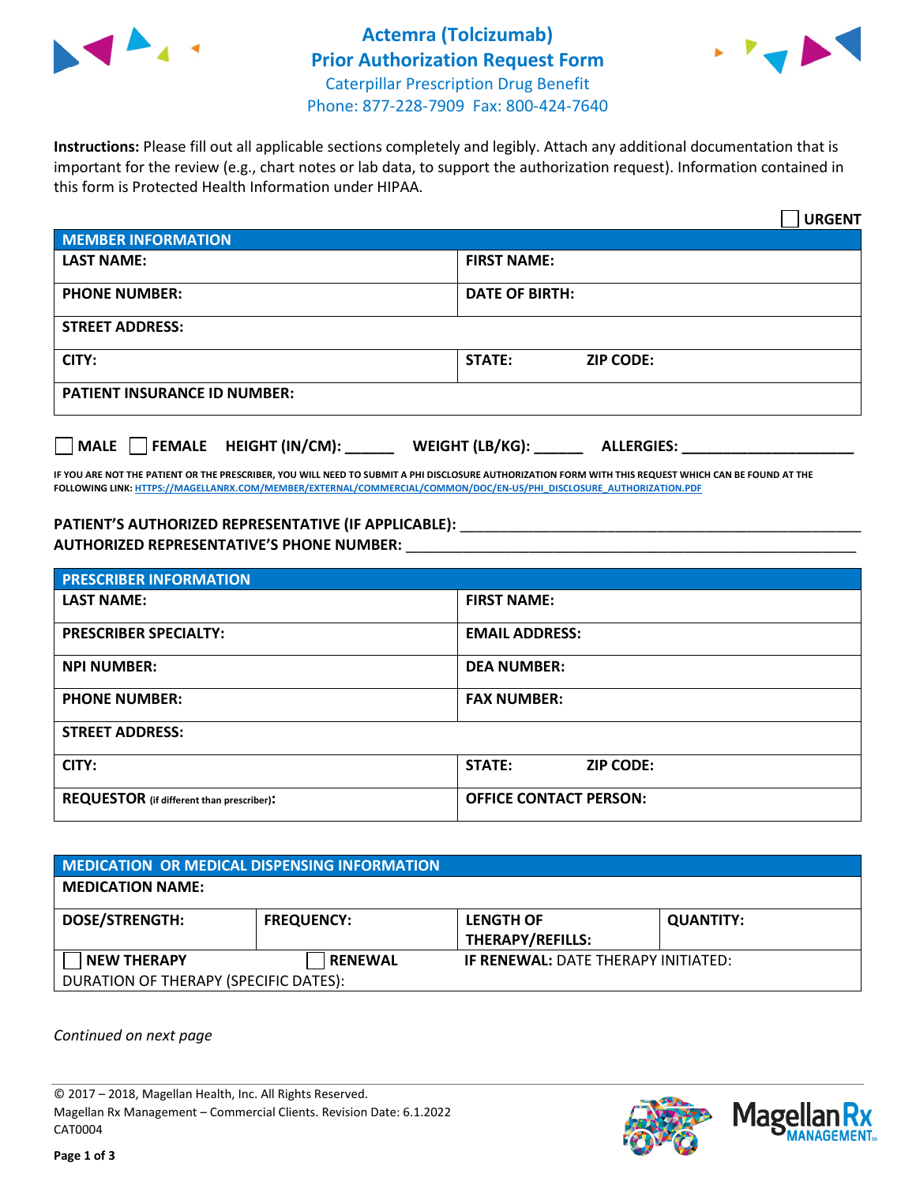# Actemra (Tolcizumab) Prior Authorization Request Form

Caterpillar Prescription Drug Benefit
Phone: 877-228-7909 Fax: 800-424-7640

**Instructions:** Please fill out all applicable sections completely and legibly. Attach any additional documentation that is important for the review (e.g., chart notes or lab data, to support the authorization request). Information contained in this form is Protected Health Information under HIPAA.

☐ **URGENT**

| MEMBER INFORMATION | |
|---|---|
| **LAST NAME:** | **FIRST NAME:** |
| **PHONE NUMBER:** | **DATE OF BIRTH:** |
| **STREET ADDRESS:** | |
| **CITY:** | **STATE:** **ZIP CODE:** |
| **PATIENT INSURANCE ID NUMBER:** | |

☐ **MALE** ☐ **FEMALE** **HEIGHT (IN/CM):** ______ **WEIGHT (LB/KG):** ______ **ALLERGIES:** ____________________

**IF YOU ARE NOT THE PATIENT OR THE PRESCRIBER, YOU WILL NEED TO SUBMIT A PHI DISCLOSURE AUTHORIZATION FORM WITH THIS REQUEST WHICH CAN BE FOUND AT THE FOLLOWING LINK: HTTPS://MAGELLANRX.COM/MEMBER/EXTERNAL/COMMERCIAL/COMMON/DOC/EN-US/PHI_DISCLOSURE_AUTHORIZATION.PDF**

**PATIENT'S AUTHORIZED REPRESENTATIVE (IF APPLICABLE):** ____________________________________________
**AUTHORIZED REPRESENTATIVE'S PHONE NUMBER:** ____________________________________________

| PRESCRIBER INFORMATION | |
|---|---|
| **LAST NAME:** | **FIRST NAME:** |
| **PRESCRIBER SPECIALTY:** | **EMAIL ADDRESS:** |
| **NPI NUMBER:** | **DEA NUMBER:** |
| **PHONE NUMBER:** | **FAX NUMBER:** |
| **STREET ADDRESS:** | |
| **CITY:** | **STATE:** **ZIP CODE:** |
| **REQUESTOR** (if different than prescriber)**:** | **OFFICE CONTACT PERSON:** |

| MEDICATION OR MEDICAL DISPENSING INFORMATION | | | |
|---|---|---|---|
| **MEDICATION NAME:** | | | |
| **DOSE/STRENGTH:** | **FREQUENCY:** | **LENGTH OF THERAPY/REFILLS:** | **QUANTITY:** |
| ☐ **NEW THERAPY** | ☐ **RENEWAL** | **IF RENEWAL:** DATE THERAPY INITIATED: | |
| DURATION OF THERAPY (SPECIFIC DATES): | | | |

*Continued on next page*

© 2017 – 2018, Magellan Health, Inc. All Rights Reserved.
Magellan Rx Management – Commercial Clients. Revision Date: 6.1.2022
CAT0004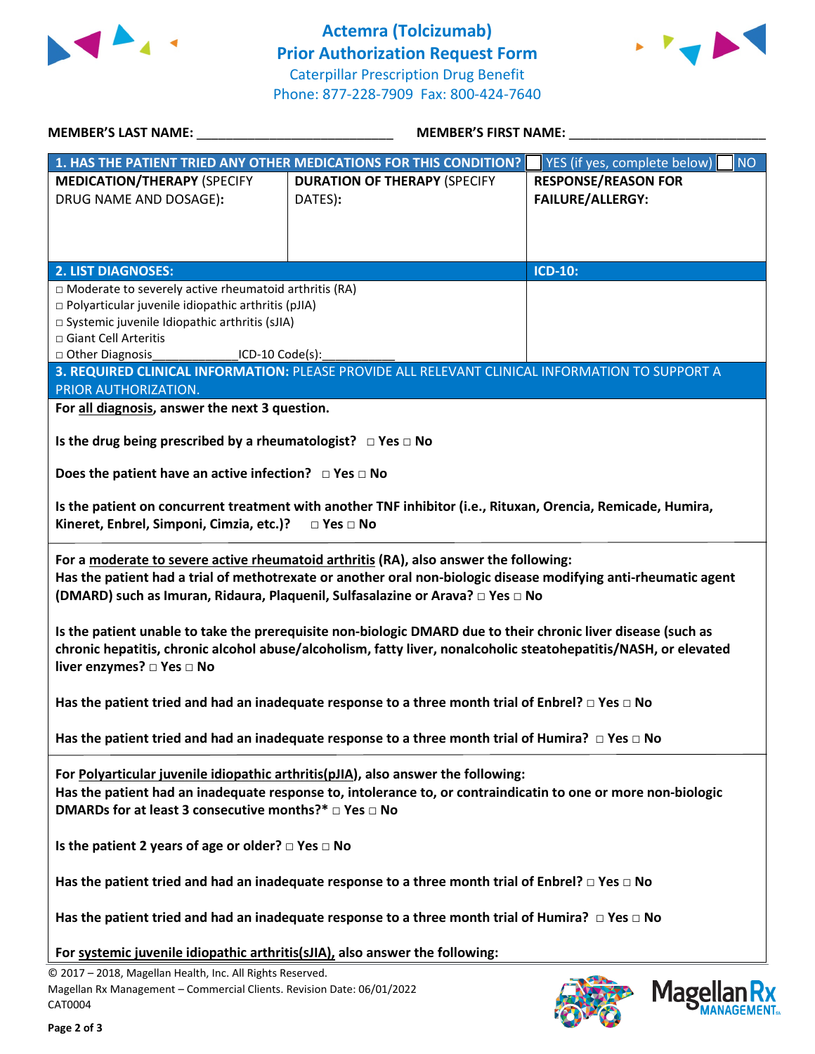# Actemra (Tolcizumab)
## Prior Authorization Request Form

Caterpillar Prescription Drug Benefit
Phone: 877-228-7909 Fax: 800-424-7640

**MEMBER'S LAST NAME:** ___________________________ **MEMBER'S FIRST NAME:** ___________________________

| **1. HAS THE PATIENT TRIED ANY OTHER MEDICATIONS FOR THIS CONDITION?** | | ☐ YES (if yes, complete below) ☐ NO |
|---|---|---|
| **MEDICATION/THERAPY** (SPECIFY DRUG NAME AND DOSAGE): | **DURATION OF THERAPY** (SPECIFY DATES): | **RESPONSE/REASON FOR FAILURE/ALLERGY:** |
| | | |

| **2. LIST DIAGNOSES:** | **ICD-10:** |
|---|---|
| □ Moderate to severely active rheumatoid arthritis (RA)<br>□ Polyarticular juvenile idiopathic arthritis (pJIA)<br>□ Systemic juvenile Idiopathic arthritis (sJIA)<br>□ Giant Cell Arteritis<br>□ Other Diagnosis____________ICD-10 Code(s):__________ | |

**3. REQUIRED CLINICAL INFORMATION:** PLEASE PROVIDE ALL RELEVANT CLINICAL INFORMATION TO SUPPORT A PRIOR AUTHORIZATION.

**For all diagnosis, answer the next 3 question.**

**Is the drug being prescribed by a rheumatologist?** □ Yes □ No

**Does the patient have an active infection?** □ Yes □ No

**Is the patient on concurrent treatment with another TNF inhibitor (i.e., Rituxan, Orencia, Remicade, Humira, Kineret, Enbrel, Simponi, Cimzia, etc.)?** □ Yes □ No

**For a moderate to severe active rheumatoid arthritis (RA), also answer the following:**
**Has the patient had a trial of methotrexate or another oral non-biologic disease modifying anti-rheumatic agent (DMARD) such as Imuran, Ridaura, Plaquenil, Sulfasalazine or Arava?** □ Yes □ No

**Is the patient unable to take the prerequisite non-biologic DMARD due to their chronic liver disease (such as chronic hepatitis, chronic alcohol abuse/alcoholism, fatty liver, nonalcoholic steatohepatitis/NASH, or elevated liver enzymes?** □ Yes □ No

**Has the patient tried and had an inadequate response to a three month trial of Enbrel?** □ Yes □ No

**Has the patient tried and had an inadequate response to a three month trial of Humira?** □ Yes □ No

**For Polyarticular juvenile idiopathic arthritis(pJIA), also answer the following:**
**Has the patient had an inadequate response to, intolerance to, or contraindicatin to one or more non-biologic DMARDs for at least 3 consecutive months?*** □ Yes □ No

**Is the patient 2 years of age or older?** □ Yes □ No

**Has the patient tried and had an inadequate response to a three month trial of Enbrel?** □ Yes □ No

**Has the patient tried and had an inadequate response to a three month trial of Humira?** □ Yes □ No

**For systemic juvenile idiopathic arthritis(sJIA), also answer the following:**

© 2017 – 2018, Magellan Health, Inc. All Rights Reserved.
Magellan Rx Management – Commercial Clients. Revision Date: 06/01/2022
CAT0004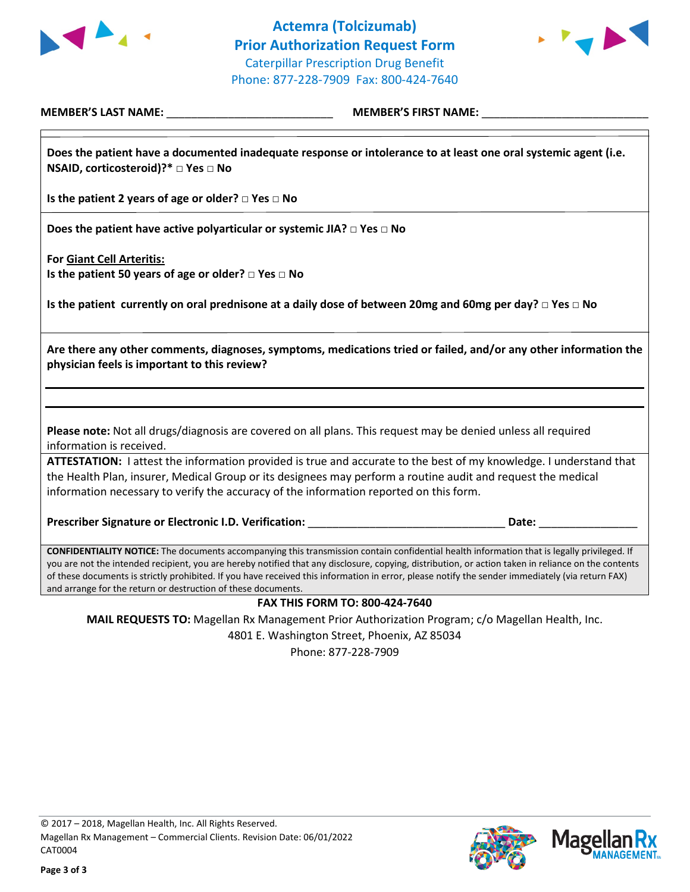# Actemra (Tolcizumab)
## Prior Authorization Request Form

Caterpillar Prescription Drug Benefit
Phone: 877-228-7909 Fax: 800-424-7640

**MEMBER'S LAST NAME:** ___________________________ **MEMBER'S FIRST NAME:** ___________________________

**Does the patient have a documented inadequate response or intolerance to at least one oral systemic agent (i.e. NSAID, corticosteroid)?\* □ Yes □ No**

**Is the patient 2 years of age or older? □ Yes □ No**

**Does the patient have active polyarticular or systemic JIA? □ Yes □ No**

**For Giant Cell Arteritis:**
**Is the patient 50 years of age or older? □ Yes □ No**

**Is the patient currently on oral prednisone at a daily dose of between 20mg and 60mg per day? □ Yes □ No**

**Are there any other comments, diagnoses, symptoms, medications tried or failed, and/or any other information the physician feels is important to this review?**

______________________________________________________________________

______________________________________________________________________

**Please note:** Not all drugs/diagnosis are covered on all plans. This request may be denied unless all required information is received.

**ATTESTATION:** I attest the information provided is true and accurate to the best of my knowledge. I understand that the Health Plan, insurer, Medical Group or its designees may perform a routine audit and request the medical information necessary to verify the accuracy of the information reported on this form.

**Prescriber Signature or Electronic I.D. Verification:** ________________________________ **Date:** ________________

**CONFIDENTIALITY NOTICE:** The documents accompanying this transmission contain confidential health information that is legally privileged. If you are not the intended recipient, you are hereby notified that any disclosure, copying, distribution, or action taken in reliance on the contents of these documents is strictly prohibited. If you have received this information in error, please notify the sender immediately (via return FAX) and arrange for the return or destruction of these documents.

**FAX THIS FORM TO: 800-424-7640**

**MAIL REQUESTS TO:** Magellan Rx Management Prior Authorization Program; c/o Magellan Health, Inc.
4801 E. Washington Street, Phoenix, AZ 85034
Phone: 877-228-7909

© 2017 – 2018, Magellan Health, Inc. All Rights Reserved.
Magellan Rx Management – Commercial Clients. Revision Date: 06/01/2022
CAT0004